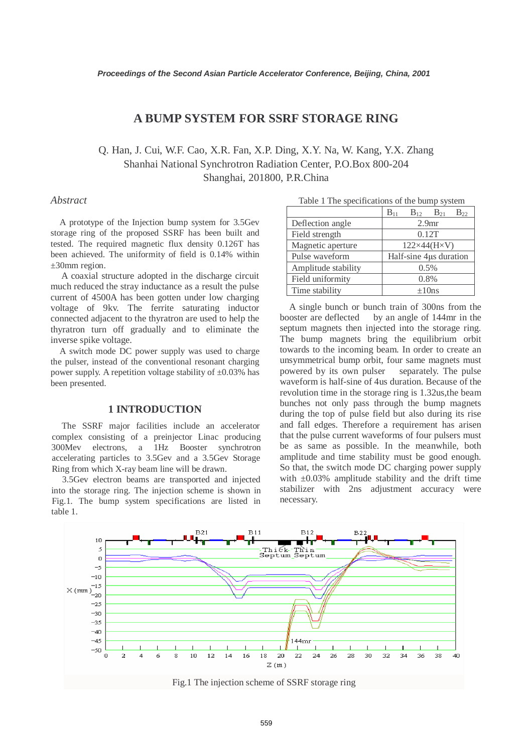# A BUMP SYSTEM FOR SSRF STORAGE RING

Q. Han, J. Cui, W.F. Cao, X.R. Fan, X.P. Ding, X.Y. Na, W. Kang, Y.X. Zhang
Shanhai National Synchrotron Radiation Center, P.O.Box 800-204
Shanghai, 201800, P.R.China

## *Abstract*

A prototype of the Injection bump system for 3.5Gev storage ring of the proposed SSRF has been built and tested. The required magnetic flux density 0.126T has been achieved. The uniformity of field is 0.14% within ±30mm region.

A coaxial structure adopted in the discharge circuit much reduced the stray inductance as a result the pulse current of 4500A has been gotten under low charging voltage of 9kv. The ferrite saturating inductor connected adjacent to the thyratron are used to help the thyratron turn off gradually and to eliminate the inverse spike voltage.

A switch mode DC power supply was used to charge the pulser, instead of the conventional resonant charging power supply. A repetition voltage stability of ±0.03% has been presented.

## 1 INTRODUCTION

The SSRF major facilities include an accelerator complex consisting of a preinjector Linac producing 300Mev electrons, a 1Hz Booster synchrotron accelerating particles to 3.5Gev and a 3.5Gev Storage Ring from which X-ray beam line will be drawn.

3.5Gev electron beams are transported and injected into the storage ring. The injection scheme is shown in Fig.1. The bump system specifications are listed in table 1.

Table 1 The specifications of the bump system

| | $B_{11}$ $B_{12}$ $B_{21}$ $B_{22}$ |
|---|---|
| Deflection angle | 2.9mr |
| Field strength | 0.12T |
| Magnetic aperture | 122×44(H×V) |
| Pulse waveform | Half-sine 4μs duration |
| Amplitude stability | 0.5% |
| Field uniformity | 0.8% |
| Time stability | ±10ns |

A single bunch or bunch train of 300ns from the booster are deflected by an angle of 144mr in the septum magnets then injected into the storage ring. The bump magnets bring the equilibrium orbit towards to the incoming beam. In order to create an unsymmetrical bump orbit, four same magnets must powered by its own pulser separately. The pulse waveform is half-sine of 4us duration. Because of the revolution time in the storage ring is 1.32us,the beam bunches not only pass through the bump magnets during the top of pulse field but also during its rise and fall edges. Therefore a requirement has arisen that the pulse current waveforms of four pulsers must be as same as possible. In the meanwhile, both amplitude and time stability must be good enough. So that, the switch mode DC charging power supply with ±0.03% amplitude stability and the drift time stabilizer with 2ns adjustment accuracy were necessary.

Fig.1 The injection scheme of SSRF storage ring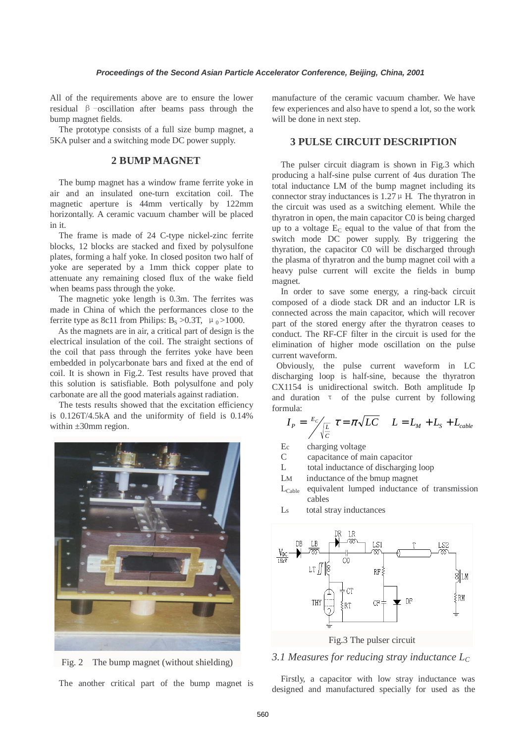All of the requirements above are to ensure the lower residual β−oscillation after beams pass through the bump magnet fields.

The prototype consists of a full size bump magnet, a 5KA pulser and a switching mode DC power supply.

## 2 BUMP MAGNET

The bump magnet has a window frame ferrite yoke in air and an insulated one-turn excitation coil. The magnetic aperture is 44mm vertically by 122mm horizontally. A ceramic vacuum chamber will be placed in it.

The frame is made of 24 C-type nickel-zinc ferrite blocks, 12 blocks are stacked and fixed by polysulfone plates, forming a half yoke. In closed positon two half of yoke are seperated by a 1mm thick copper plate to attenuate any remaining closed flux of the wake field when beams pass through the yoke.

The magnetic yoke length is 0.3m. The ferrites was made in China of which the performances close to the ferrite type as 8c11 from Philips: $B_S$ >0.3T, $\mu_0$>1000.

As the magnets are in air, a critical part of design is the electrical insulation of the coil. The straight sections of the coil that pass through the ferrites yoke have been embedded in polycarbonate bars and fixed at the end of coil. It is shown in Fig.2. Test results have proved that this solution is satisfiable. Both polysulfone and poly carbonate are all the good materials against radiation.

The tests results showed that the excitation efficiency is 0.126T/4.5kA and the uniformity of field is 0.14% within ±30mm region.

Fig. 2 The bump magnet (without shielding)

The another critical part of the bump magnet is manufacture of the ceramic vacuum chamber. We have few experiences and also have to spend a lot, so the work will be done in next step.

## 3 PULSE CIRCUIT DESCRIPTION

The pulser circuit diagram is shown in Fig.3 which producing a half-sine pulse current of 4us duration The total inductance LM of the bump magnet including its connector stray inductances is 1.27μH. The thyratron in the circuit was used as a switching element. While the thyratron in open, the main capacitor C0 is being charged up to a voltage $E_C$ equal to the value of that from the switch mode DC power supply. By triggering the thyration, the capacitor C0 will be discharged through the plasma of thyratron and the bump magnet coil with a heavy pulse current will excite the fields in bump magnet.

In order to save some energy, a ring-back circuit composed of a diode stack DR and an inductor LR is connected across the main capacitor, which will recover part of the stored energy after the thyratron ceases to conduct. The RF-CF filter in the circuit is used for the elimination of higher mode oscillation on the pulse current waveform.

Obviously, the pulse current waveform in LC discharging loop is half-sine, because the thyratron CX1154 is unidirectional switch. Both amplitude Ip and duration τ of the pulse current by following formula:

$$I_P = E_C \Big/ \sqrt{\frac{L}{C}} \qquad \tau = \pi\sqrt{LC} \qquad L = L_M + L_S + L_{cable}$$

- $E_C$ charging voltage
- C capacitance of main capacitor
- L total inductance of discharging loop
- $L_M$ inductance of the bmup magnet
- $L_{Cable}$ equivalent lumped inductance of transmission cables
- $L_S$ total stray inductances

Fig.3 The pulser circuit

### *3.1 Measures for reducing stray inductance $L_C$*

Firstly, a capacitor with low stray inductance was designed and manufactured specially for used as the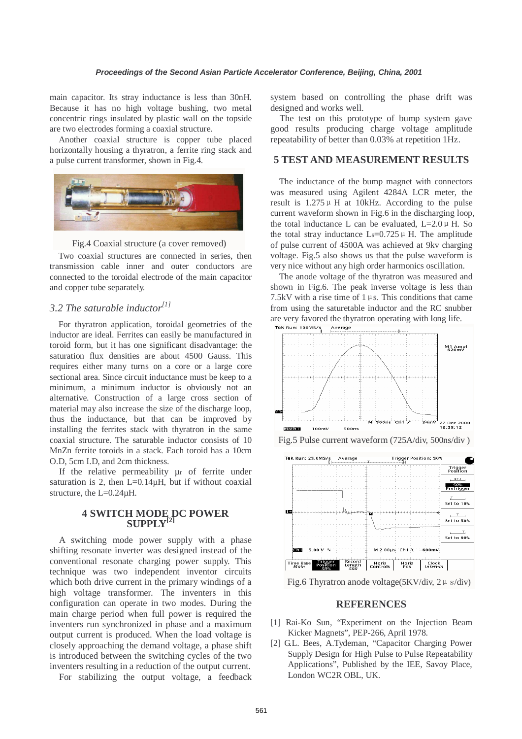main capacitor. Its stray inductance is less than 30nH. Because it has no high voltage bushing, two metal concentric rings insulated by plastic wall on the topside are two electrodes forming a coaxial structure.

Another coaxial structure is copper tube placed horizontally housing a thyratron, a ferrite ring stack and a pulse current transformer, shown in Fig.4.

Fig.4 Coaxial structure (a cover removed)

Two coaxial structures are connected in series, then transmission cable inner and outer conductors are connected to the toroidal electrode of the main capacitor and copper tube separately.

### *3.2 The saturable inductor*[1]

For thyratron application, toroidal geometries of the inductor are ideal. Ferrites can easily be manufactured in toroid form, but it has one significant disadvantage: the saturation flux densities are about 4500 Gauss. This requires either many turns on a core or a large core sectional area. Since circuit inductance must be keep to a minimum, a minimum inductor is obviously not an alternative. Construction of a large cross section of material may also increase the size of the discharge loop, thus the inductance, but that can be improved by installing the ferrites stack with thyratron in the same coaxial structure. The saturable inductor consists of 10 MnZn ferrite toroids in a stack. Each toroid has a 10cm O.D, 5cm I.D, and 2cm thickness.

If the relative permeability $\mu_r$ of ferrite under saturation is 2, then L=0.14μH, but if without coaxial structure, the L=0.24μH.

## 4 SWITCH MODE DC POWER SUPPLY[2]

A switching mode power supply with a phase shifting resonate inverter was designed instead of the conventional resonate charging power supply. This technique was two independent inventor circuits which both drive current in the primary windings of a high voltage transformer. The inventers in this configuration can operate in two modes. During the main charge period when full power is required the inventers run synchronized in phase and a maximum output current is produced. When the load voltage is closely approaching the demand voltage, a phase shift is introduced between the switching cycles of the two inventers resulting in a reduction of the output current.

For stabilizing the output voltage, a feedback system based on controlling the phase drift was designed and works well.

The test on this prototype of bump system gave good results producing charge voltage amplitude repeatability of better than 0.03% at repetition 1Hz.

## 5 TEST AND MEASUREMENT RESULTS

The inductance of the bump magnet with connectors was measured using Agilent 4284A LCR meter, the result is 1.275μH at 10kHz. According to the pulse current waveform shown in Fig.6 in the discharging loop, the total inductance L can be evaluated, L=2.0μH. So the total stray inductance $L_s$=0.725μH. The amplitude of pulse current of 4500A was achieved at 9kv charging voltage. Fig.5 also shows us that the pulse waveform is very nice without any high order harmonics oscillation.

The anode voltage of the thyratron was measured and shown in Fig.6. The peak inverse voltage is less than 7.5kV with a rise time of 1μs. This conditions that came from using the saturetable inductor and the RC snubber are very favored the thyratron operating with long life.

Tek Run: 100MS/s Average
M1 Ampl 620mV
M1
Math1 100mV 500ns
M 500ns Ch1 34mV
27 Dec 2000 19:38:12

Fig.5 Pulse current waveform (725A/div, 500ns/div )

Tek Run: 25.0MS/s Average Trigger Position: 50%
Trigger Position
50% Pretrigger
Set to 10%
Set to 50%
Set to 90%
1
Ch1 5.00 V
M 2.00µs Ch1 -600mV
Time Base Main | Trigger Position 50% | Record Length 500 | Horiz Controls | Horiz Pos | Clock Internal

Fig.6 Thyratron anode voltage(5KV/div, 2μs/div)

## REFERENCES

[1] Rai-Ko Sun, "Experiment on the Injection Beam Kicker Magnets", PEP-266, April 1978.

[2] G.L. Bees, A.Tydeman, "Capacitor Charging Power Supply Design for High Pulse to Pulse Repeatability Applications", Published by the IEE, Savoy Place, London WC2R OBL, UK.